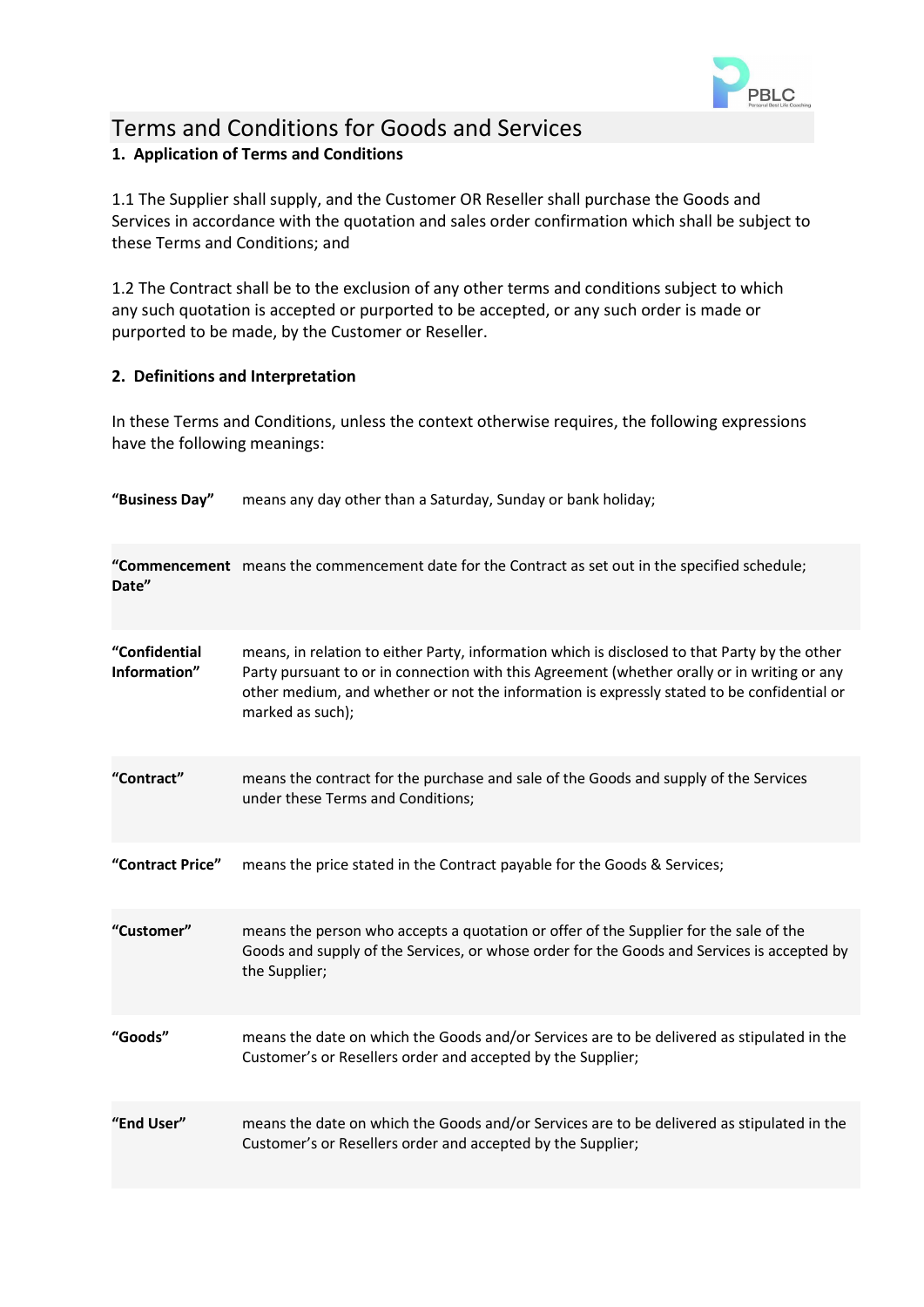# Terms and Conditions for Goods and Services

## 1. Application of Terms and Conditions

1.1 The Supplier shall supply, and the Customer OR Reseller shall purchase the Goods and Services in accordance with the quotation and sales order confirmation which shall be subject to these Terms and Conditions; and

1.2 The Contract shall be to the exclusion of any other terms and conditions subject to which any such quotation is accepted or purported to be accepted, or any such order is made or purported to be made, by the Customer or Reseller.

## 2. Definitions and Interpretation

In these Terms and Conditions, unless the context otherwise requires, the following expressions have the following meanings:

| | |
|---|---|
| **"Business Day"** | means any day other than a Saturday, Sunday or bank holiday; |
| **"Commencement Date"** | means the commencement date for the Contract as set out in the specified schedule; |
| **"Confidential Information"** | means, in relation to either Party, information which is disclosed to that Party by the other Party pursuant to or in connection with this Agreement (whether orally or in writing or any other medium, and whether or not the information is expressly stated to be confidential or marked as such); |
| **"Contract"** | means the contract for the purchase and sale of the Goods and supply of the Services under these Terms and Conditions; |
| **"Contract Price"** | means the price stated in the Contract payable for the Goods & Services; |
| **"Customer"** | means the person who accepts a quotation or offer of the Supplier for the sale of the Goods and supply of the Services, or whose order for the Goods and Services is accepted by the Supplier; |
| **"Goods"** | means the date on which the Goods and/or Services are to be delivered as stipulated in the Customer's or Resellers order and accepted by the Supplier; |
| **"End User"** | means the date on which the Goods and/or Services are to be delivered as stipulated in the Customer's or Resellers order and accepted by the Supplier; |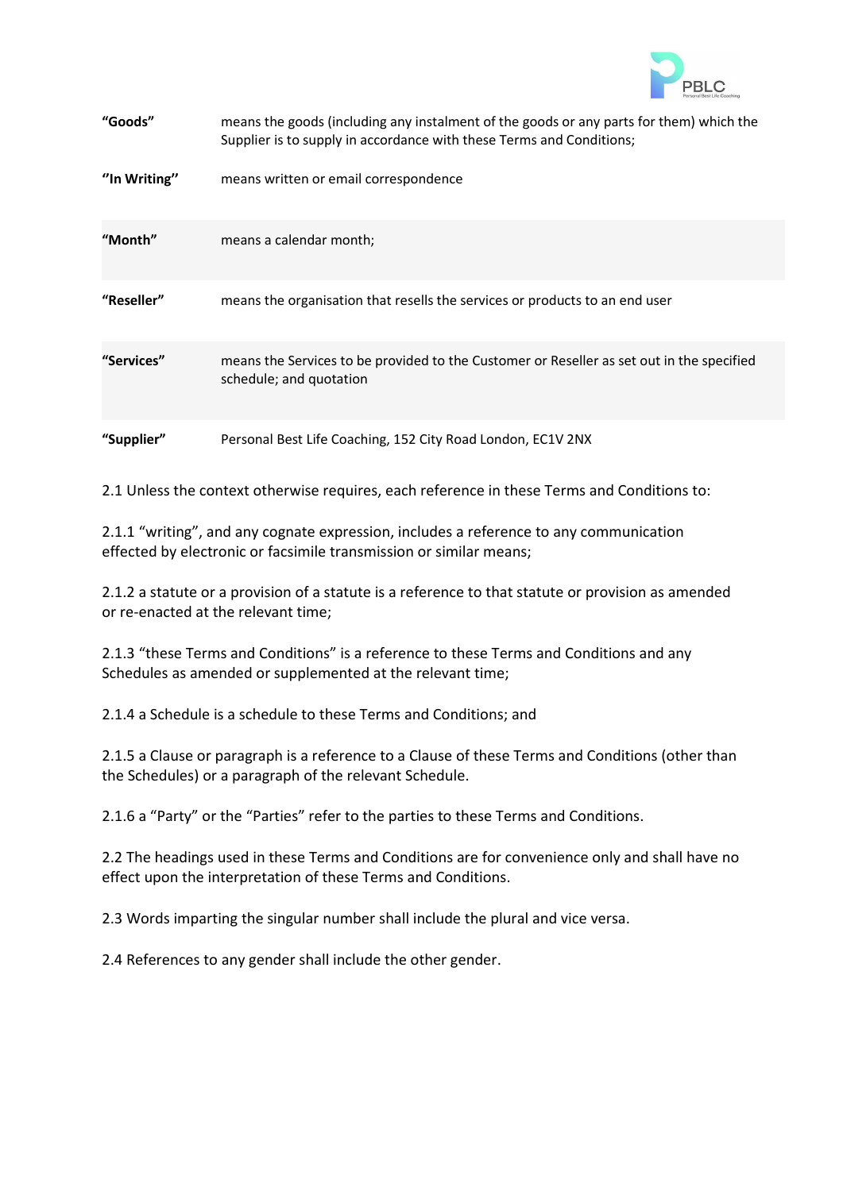| | |
|---|---|
| **"Goods"** | means the goods (including any instalment of the goods or any parts for them) which the Supplier is to supply in accordance with these Terms and Conditions; |
| **''In Writing''** | means written or email correspondence |
| **"Month"** | means a calendar month; |
| **"Reseller"** | means the organisation that resells the services or products to an end user |
| **"Services"** | means the Services to be provided to the Customer or Reseller as set out in the specified schedule; and quotation |
| **"Supplier"** | Personal Best Life Coaching, 152 City Road London, EC1V 2NX |

2.1 Unless the context otherwise requires, each reference in these Terms and Conditions to:

2.1.1 "writing", and any cognate expression, includes a reference to any communication effected by electronic or facsimile transmission or similar means;

2.1.2 a statute or a provision of a statute is a reference to that statute or provision as amended or re-enacted at the relevant time;

2.1.3 "these Terms and Conditions" is a reference to these Terms and Conditions and any Schedules as amended or supplemented at the relevant time;

2.1.4 a Schedule is a schedule to these Terms and Conditions; and

2.1.5 a Clause or paragraph is a reference to a Clause of these Terms and Conditions (other than the Schedules) or a paragraph of the relevant Schedule.

2.1.6 a "Party" or the "Parties" refer to the parties to these Terms and Conditions.

2.2 The headings used in these Terms and Conditions are for convenience only and shall have no effect upon the interpretation of these Terms and Conditions.

2.3 Words imparting the singular number shall include the plural and vice versa.

2.4 References to any gender shall include the other gender.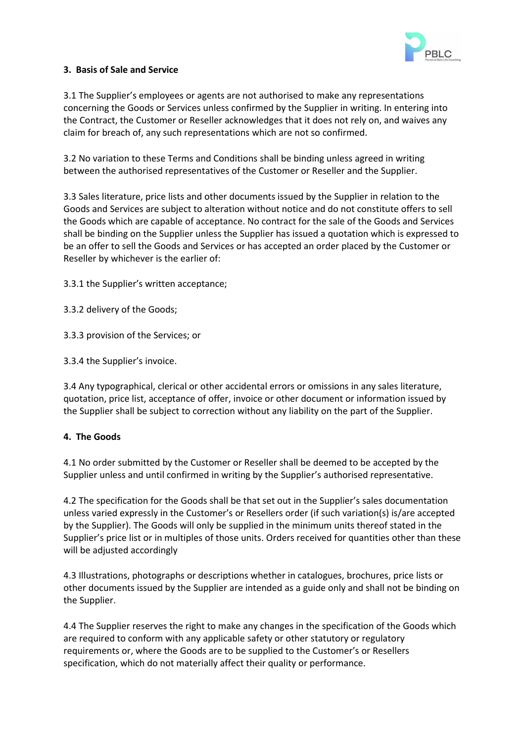## 3. Basis of Sale and Service

3.1 The Supplier's employees or agents are not authorised to make any representations concerning the Goods or Services unless confirmed by the Supplier in writing. In entering into the Contract, the Customer or Reseller acknowledges that it does not rely on, and waives any claim for breach of, any such representations which are not so confirmed.

3.2 No variation to these Terms and Conditions shall be binding unless agreed in writing between the authorised representatives of the Customer or Reseller and the Supplier.

3.3 Sales literature, price lists and other documents issued by the Supplier in relation to the Goods and Services are subject to alteration without notice and do not constitute offers to sell the Goods which are capable of acceptance. No contract for the sale of the Goods and Services shall be binding on the Supplier unless the Supplier has issued a quotation which is expressed to be an offer to sell the Goods and Services or has accepted an order placed by the Customer or Reseller by whichever is the earlier of:

3.3.1 the Supplier's written acceptance;

3.3.2 delivery of the Goods;

3.3.3 provision of the Services; or

3.3.4 the Supplier's invoice.

3.4 Any typographical, clerical or other accidental errors or omissions in any sales literature, quotation, price list, acceptance of offer, invoice or other document or information issued by the Supplier shall be subject to correction without any liability on the part of the Supplier.

## 4. The Goods

4.1 No order submitted by the Customer or Reseller shall be deemed to be accepted by the Supplier unless and until confirmed in writing by the Supplier's authorised representative.

4.2 The specification for the Goods shall be that set out in the Supplier's sales documentation unless varied expressly in the Customer's or Resellers order (if such variation(s) is/are accepted by the Supplier). The Goods will only be supplied in the minimum units thereof stated in the Supplier's price list or in multiples of those units. Orders received for quantities other than these will be adjusted accordingly

4.3 Illustrations, photographs or descriptions whether in catalogues, brochures, price lists or other documents issued by the Supplier are intended as a guide only and shall not be binding on the Supplier.

4.4 The Supplier reserves the right to make any changes in the specification of the Goods which are required to conform with any applicable safety or other statutory or regulatory requirements or, where the Goods are to be supplied to the Customer's or Resellers specification, which do not materially affect their quality or performance.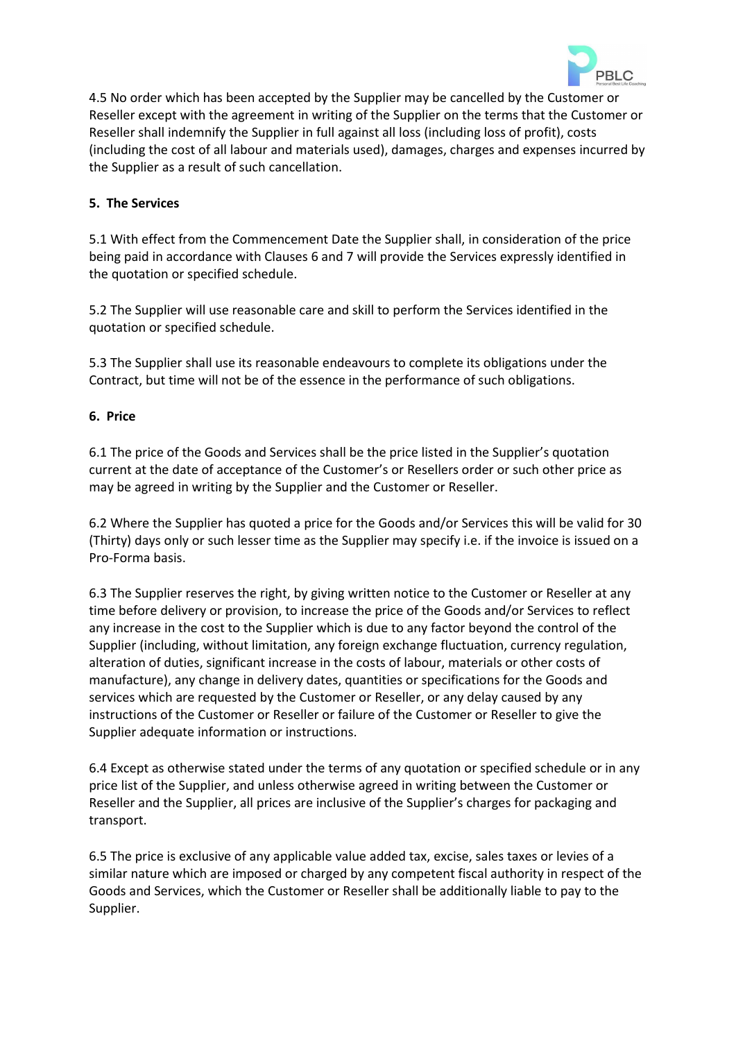4.5 No order which has been accepted by the Supplier may be cancelled by the Customer or Reseller except with the agreement in writing of the Supplier on the terms that the Customer or Reseller shall indemnify the Supplier in full against all loss (including loss of profit), costs (including the cost of all labour and materials used), damages, charges and expenses incurred by the Supplier as a result of such cancellation.

**5. The Services**

5.1 With effect from the Commencement Date the Supplier shall, in consideration of the price being paid in accordance with Clauses 6 and 7 will provide the Services expressly identified in the quotation or specified schedule.

5.2 The Supplier will use reasonable care and skill to perform the Services identified in the quotation or specified schedule.

5.3 The Supplier shall use its reasonable endeavours to complete its obligations under the Contract, but time will not be of the essence in the performance of such obligations.

**6. Price**

6.1 The price of the Goods and Services shall be the price listed in the Supplier's quotation current at the date of acceptance of the Customer's or Resellers order or such other price as may be agreed in writing by the Supplier and the Customer or Reseller.

6.2 Where the Supplier has quoted a price for the Goods and/or Services this will be valid for 30 (Thirty) days only or such lesser time as the Supplier may specify i.e. if the invoice is issued on a Pro-Forma basis.

6.3 The Supplier reserves the right, by giving written notice to the Customer or Reseller at any time before delivery or provision, to increase the price of the Goods and/or Services to reflect any increase in the cost to the Supplier which is due to any factor beyond the control of the Supplier (including, without limitation, any foreign exchange fluctuation, currency regulation, alteration of duties, significant increase in the costs of labour, materials or other costs of manufacture), any change in delivery dates, quantities or specifications for the Goods and services which are requested by the Customer or Reseller, or any delay caused by any instructions of the Customer or Reseller or failure of the Customer or Reseller to give the Supplier adequate information or instructions.

6.4 Except as otherwise stated under the terms of any quotation or specified schedule or in any price list of the Supplier, and unless otherwise agreed in writing between the Customer or Reseller and the Supplier, all prices are inclusive of the Supplier's charges for packaging and transport.

6.5 The price is exclusive of any applicable value added tax, excise, sales taxes or levies of a similar nature which are imposed or charged by any competent fiscal authority in respect of the Goods and Services, which the Customer or Reseller shall be additionally liable to pay to the Supplier.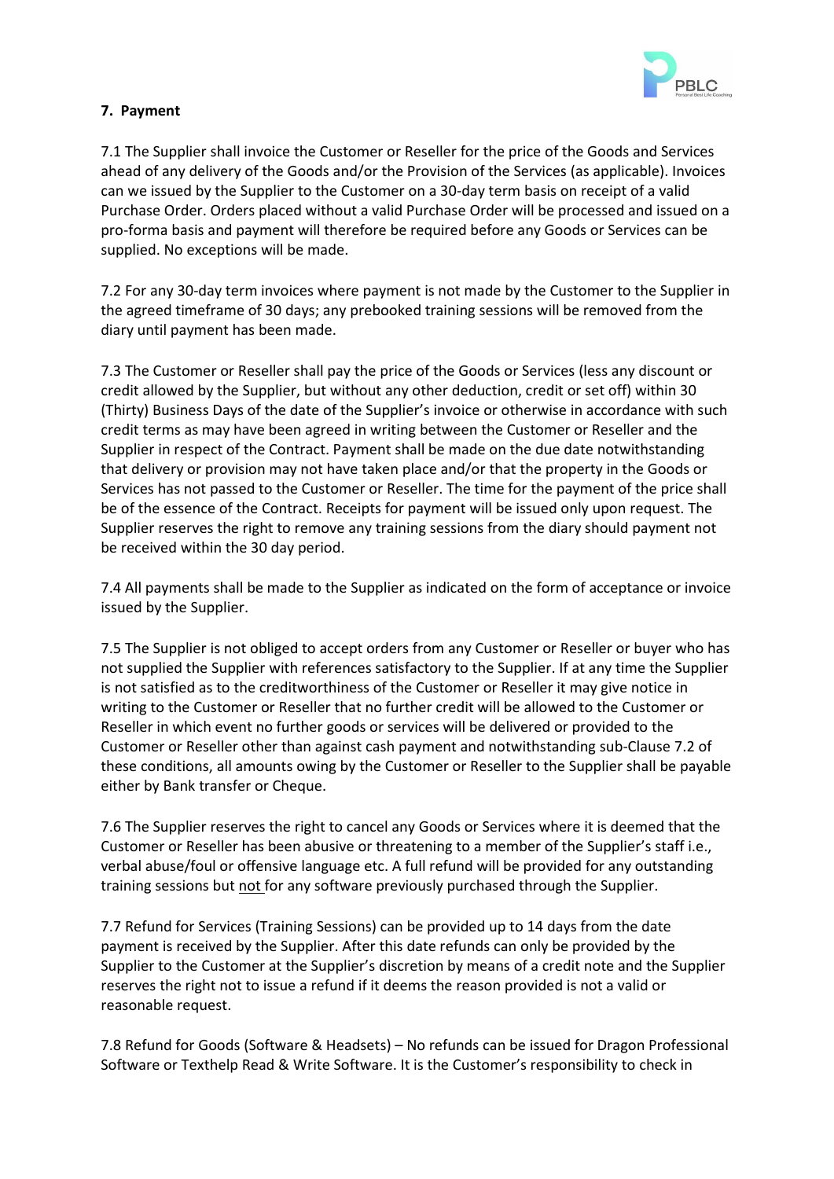**7. Payment**

7.1 The Supplier shall invoice the Customer or Reseller for the price of the Goods and Services ahead of any delivery of the Goods and/or the Provision of the Services (as applicable). Invoices can we issued by the Supplier to the Customer on a 30-day term basis on receipt of a valid Purchase Order. Orders placed without a valid Purchase Order will be processed and issued on a pro-forma basis and payment will therefore be required before any Goods or Services can be supplied. No exceptions will be made.

7.2 For any 30-day term invoices where payment is not made by the Customer to the Supplier in the agreed timeframe of 30 days; any prebooked training sessions will be removed from the diary until payment has been made.

7.3 The Customer or Reseller shall pay the price of the Goods or Services (less any discount or credit allowed by the Supplier, but without any other deduction, credit or set off) within 30 (Thirty) Business Days of the date of the Supplier's invoice or otherwise in accordance with such credit terms as may have been agreed in writing between the Customer or Reseller and the Supplier in respect of the Contract. Payment shall be made on the due date notwithstanding that delivery or provision may not have taken place and/or that the property in the Goods or Services has not passed to the Customer or Reseller. The time for the payment of the price shall be of the essence of the Contract. Receipts for payment will be issued only upon request. The Supplier reserves the right to remove any training sessions from the diary should payment not be received within the 30 day period.

7.4 All payments shall be made to the Supplier as indicated on the form of acceptance or invoice issued by the Supplier.

7.5 The Supplier is not obliged to accept orders from any Customer or Reseller or buyer who has not supplied the Supplier with references satisfactory to the Supplier. If at any time the Supplier is not satisfied as to the creditworthiness of the Customer or Reseller it may give notice in writing to the Customer or Reseller that no further credit will be allowed to the Customer or Reseller in which event no further goods or services will be delivered or provided to the Customer or Reseller other than against cash payment and notwithstanding sub-Clause 7.2 of these conditions, all amounts owing by the Customer or Reseller to the Supplier shall be payable either by Bank transfer or Cheque.

7.6 The Supplier reserves the right to cancel any Goods or Services where it is deemed that the Customer or Reseller has been abusive or threatening to a member of the Supplier's staff i.e., verbal abuse/foul or offensive language etc. A full refund will be provided for any outstanding training sessions but <u>not</u> for any software previously purchased through the Supplier.

7.7 Refund for Services (Training Sessions) can be provided up to 14 days from the date payment is received by the Supplier. After this date refunds can only be provided by the Supplier to the Customer at the Supplier's discretion by means of a credit note and the Supplier reserves the right not to issue a refund if it deems the reason provided is not a valid or reasonable request.

7.8 Refund for Goods (Software & Headsets) – No refunds can be issued for Dragon Professional Software or Texthelp Read & Write Software. It is the Customer's responsibility to check in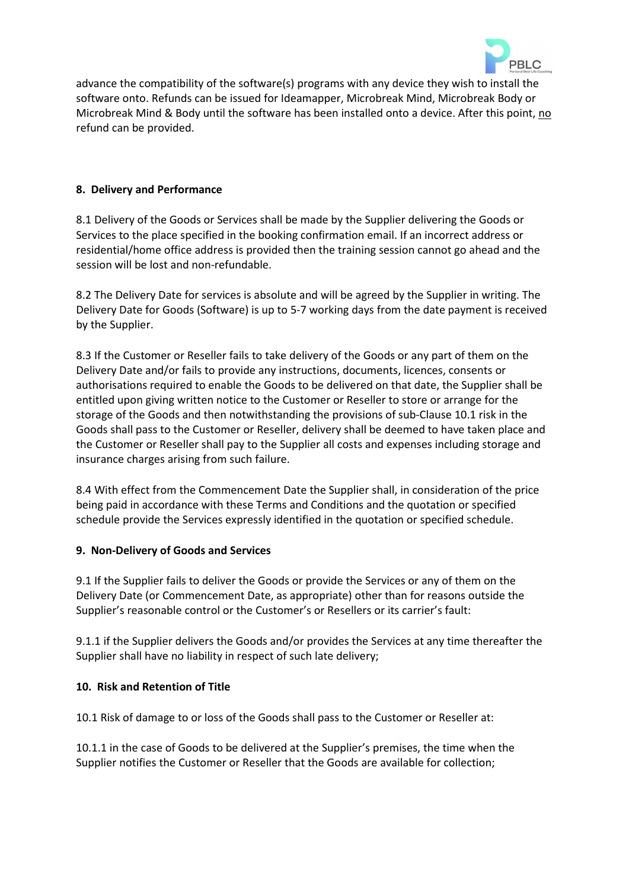advance the compatibility of the software(s) programs with any device they wish to install the software onto. Refunds can be issued for Ideamapper, Microbreak Mind, Microbreak Body or Microbreak Mind & Body until the software has been installed onto a device. After this point, no refund can be provided.

**8. Delivery and Performance**

8.1 Delivery of the Goods or Services shall be made by the Supplier delivering the Goods or Services to the place specified in the booking confirmation email. If an incorrect address or residential/home office address is provided then the training session cannot go ahead and the session will be lost and non-refundable.

8.2 The Delivery Date for services is absolute and will be agreed by the Supplier in writing. The Delivery Date for Goods (Software) is up to 5-7 working days from the date payment is received by the Supplier.

8.3 If the Customer or Reseller fails to take delivery of the Goods or any part of them on the Delivery Date and/or fails to provide any instructions, documents, licences, consents or authorisations required to enable the Goods to be delivered on that date, the Supplier shall be entitled upon giving written notice to the Customer or Reseller to store or arrange for the storage of the Goods and then notwithstanding the provisions of sub-Clause 10.1 risk in the Goods shall pass to the Customer or Reseller, delivery shall be deemed to have taken place and the Customer or Reseller shall pay to the Supplier all costs and expenses including storage and insurance charges arising from such failure.

8.4 With effect from the Commencement Date the Supplier shall, in consideration of the price being paid in accordance with these Terms and Conditions and the quotation or specified schedule provide the Services expressly identified in the quotation or specified schedule.

**9. Non-Delivery of Goods and Services**

9.1 If the Supplier fails to deliver the Goods or provide the Services or any of them on the Delivery Date (or Commencement Date, as appropriate) other than for reasons outside the Supplier's reasonable control or the Customer's or Resellers or its carrier's fault:

9.1.1 if the Supplier delivers the Goods and/or provides the Services at any time thereafter the Supplier shall have no liability in respect of such late delivery;

**10. Risk and Retention of Title**

10.1 Risk of damage to or loss of the Goods shall pass to the Customer or Reseller at:

10.1.1 in the case of Goods to be delivered at the Supplier's premises, the time when the Supplier notifies the Customer or Reseller that the Goods are available for collection;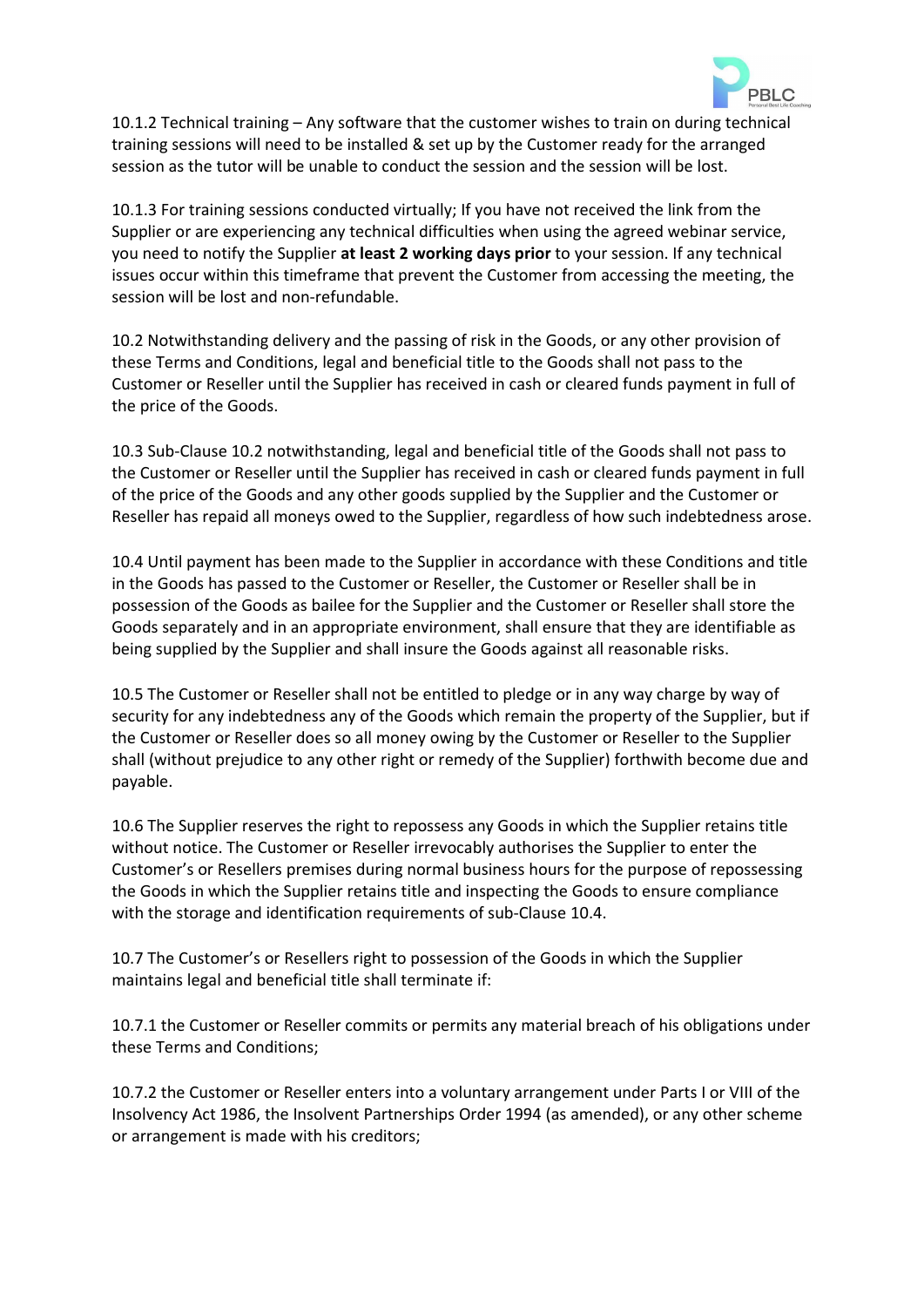10.1.2 Technical training – Any software that the customer wishes to train on during technical training sessions will need to be installed & set up by the Customer ready for the arranged session as the tutor will be unable to conduct the session and the session will be lost.

10.1.3 For training sessions conducted virtually; If you have not received the link from the Supplier or are experiencing any technical difficulties when using the agreed webinar service, you need to notify the Supplier **at least 2 working days prior** to your session. If any technical issues occur within this timeframe that prevent the Customer from accessing the meeting, the session will be lost and non-refundable.

10.2 Notwithstanding delivery and the passing of risk in the Goods, or any other provision of these Terms and Conditions, legal and beneficial title to the Goods shall not pass to the Customer or Reseller until the Supplier has received in cash or cleared funds payment in full of the price of the Goods.

10.3 Sub-Clause 10.2 notwithstanding, legal and beneficial title of the Goods shall not pass to the Customer or Reseller until the Supplier has received in cash or cleared funds payment in full of the price of the Goods and any other goods supplied by the Supplier and the Customer or Reseller has repaid all moneys owed to the Supplier, regardless of how such indebtedness arose.

10.4 Until payment has been made to the Supplier in accordance with these Conditions and title in the Goods has passed to the Customer or Reseller, the Customer or Reseller shall be in possession of the Goods as bailee for the Supplier and the Customer or Reseller shall store the Goods separately and in an appropriate environment, shall ensure that they are identifiable as being supplied by the Supplier and shall insure the Goods against all reasonable risks.

10.5 The Customer or Reseller shall not be entitled to pledge or in any way charge by way of security for any indebtedness any of the Goods which remain the property of the Supplier, but if the Customer or Reseller does so all money owing by the Customer or Reseller to the Supplier shall (without prejudice to any other right or remedy of the Supplier) forthwith become due and payable.

10.6 The Supplier reserves the right to repossess any Goods in which the Supplier retains title without notice. The Customer or Reseller irrevocably authorises the Supplier to enter the Customer's or Resellers premises during normal business hours for the purpose of repossessing the Goods in which the Supplier retains title and inspecting the Goods to ensure compliance with the storage and identification requirements of sub-Clause 10.4.

10.7 The Customer's or Resellers right to possession of the Goods in which the Supplier maintains legal and beneficial title shall terminate if:

10.7.1 the Customer or Reseller commits or permits any material breach of his obligations under these Terms and Conditions;

10.7.2 the Customer or Reseller enters into a voluntary arrangement under Parts I or VIII of the Insolvency Act 1986, the Insolvent Partnerships Order 1994 (as amended), or any other scheme or arrangement is made with his creditors;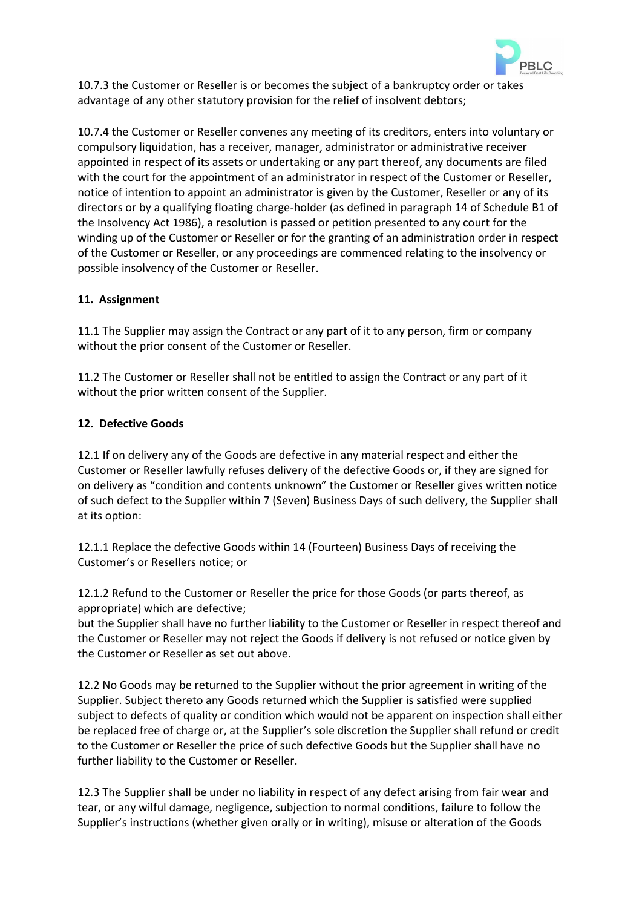10.7.3 the Customer or Reseller is or becomes the subject of a bankruptcy order or takes advantage of any other statutory provision for the relief of insolvent debtors;

10.7.4 the Customer or Reseller convenes any meeting of its creditors, enters into voluntary or compulsory liquidation, has a receiver, manager, administrator or administrative receiver appointed in respect of its assets or undertaking or any part thereof, any documents are filed with the court for the appointment of an administrator in respect of the Customer or Reseller, notice of intention to appoint an administrator is given by the Customer, Reseller or any of its directors or by a qualifying floating charge-holder (as defined in paragraph 14 of Schedule B1 of the Insolvency Act 1986), a resolution is passed or petition presented to any court for the winding up of the Customer or Reseller or for the granting of an administration order in respect of the Customer or Reseller, or any proceedings are commenced relating to the insolvency or possible insolvency of the Customer or Reseller.

## 11. Assignment

11.1 The Supplier may assign the Contract or any part of it to any person, firm or company without the prior consent of the Customer or Reseller.

11.2 The Customer or Reseller shall not be entitled to assign the Contract or any part of it without the prior written consent of the Supplier.

## 12. Defective Goods

12.1 If on delivery any of the Goods are defective in any material respect and either the Customer or Reseller lawfully refuses delivery of the defective Goods or, if they are signed for on delivery as "condition and contents unknown" the Customer or Reseller gives written notice of such defect to the Supplier within 7 (Seven) Business Days of such delivery, the Supplier shall at its option:

12.1.1 Replace the defective Goods within 14 (Fourteen) Business Days of receiving the Customer's or Resellers notice; or

12.1.2 Refund to the Customer or Reseller the price for those Goods (or parts thereof, as appropriate) which are defective;
but the Supplier shall have no further liability to the Customer or Reseller in respect thereof and the Customer or Reseller may not reject the Goods if delivery is not refused or notice given by the Customer or Reseller as set out above.

12.2 No Goods may be returned to the Supplier without the prior agreement in writing of the Supplier. Subject thereto any Goods returned which the Supplier is satisfied were supplied subject to defects of quality or condition which would not be apparent on inspection shall either be replaced free of charge or, at the Supplier's sole discretion the Supplier shall refund or credit to the Customer or Reseller the price of such defective Goods but the Supplier shall have no further liability to the Customer or Reseller.

12.3 The Supplier shall be under no liability in respect of any defect arising from fair wear and tear, or any wilful damage, negligence, subjection to normal conditions, failure to follow the Supplier's instructions (whether given orally or in writing), misuse or alteration of the Goods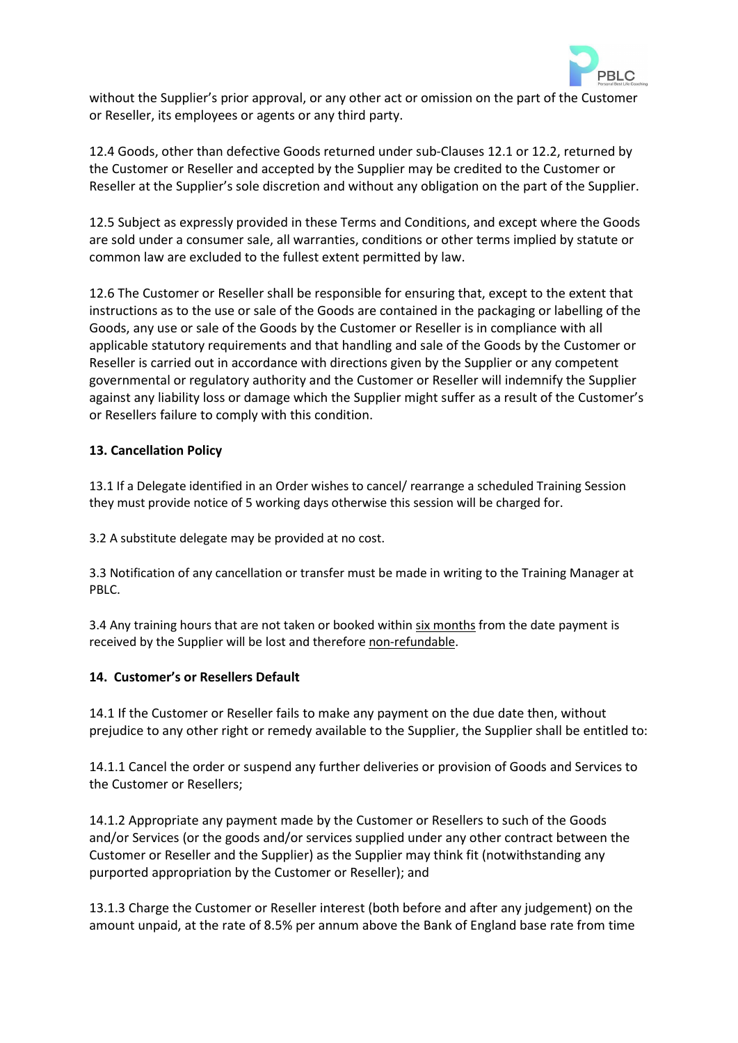without the Supplier's prior approval, or any other act or omission on the part of the Customer or Reseller, its employees or agents or any third party.

12.4 Goods, other than defective Goods returned under sub-Clauses 12.1 or 12.2, returned by the Customer or Reseller and accepted by the Supplier may be credited to the Customer or Reseller at the Supplier's sole discretion and without any obligation on the part of the Supplier.

12.5 Subject as expressly provided in these Terms and Conditions, and except where the Goods are sold under a consumer sale, all warranties, conditions or other terms implied by statute or common law are excluded to the fullest extent permitted by law.

12.6 The Customer or Reseller shall be responsible for ensuring that, except to the extent that instructions as to the use or sale of the Goods are contained in the packaging or labelling of the Goods, any use or sale of the Goods by the Customer or Reseller is in compliance with all applicable statutory requirements and that handling and sale of the Goods by the Customer or Reseller is carried out in accordance with directions given by the Supplier or any competent governmental or regulatory authority and the Customer or Reseller will indemnify the Supplier against any liability loss or damage which the Supplier might suffer as a result of the Customer's or Resellers failure to comply with this condition.

**13. Cancellation Policy**

13.1 If a Delegate identified in an Order wishes to cancel/ rearrange a scheduled Training Session they must provide notice of 5 working days otherwise this session will be charged for.

3.2 A substitute delegate may be provided at no cost.

3.3 Notification of any cancellation or transfer must be made in writing to the Training Manager at PBLC.

3.4 Any training hours that are not taken or booked within <u>six months</u> from the date payment is received by the Supplier will be lost and therefore <u>non-refundable</u>.

**14. Customer's or Resellers Default**

14.1 If the Customer or Reseller fails to make any payment on the due date then, without prejudice to any other right or remedy available to the Supplier, the Supplier shall be entitled to:

14.1.1 Cancel the order or suspend any further deliveries or provision of Goods and Services to the Customer or Resellers;

14.1.2 Appropriate any payment made by the Customer or Resellers to such of the Goods and/or Services (or the goods and/or services supplied under any other contract between the Customer or Reseller and the Supplier) as the Supplier may think fit (notwithstanding any purported appropriation by the Customer or Reseller); and

13.1.3 Charge the Customer or Reseller interest (both before and after any judgement) on the amount unpaid, at the rate of 8.5% per annum above the Bank of England base rate from time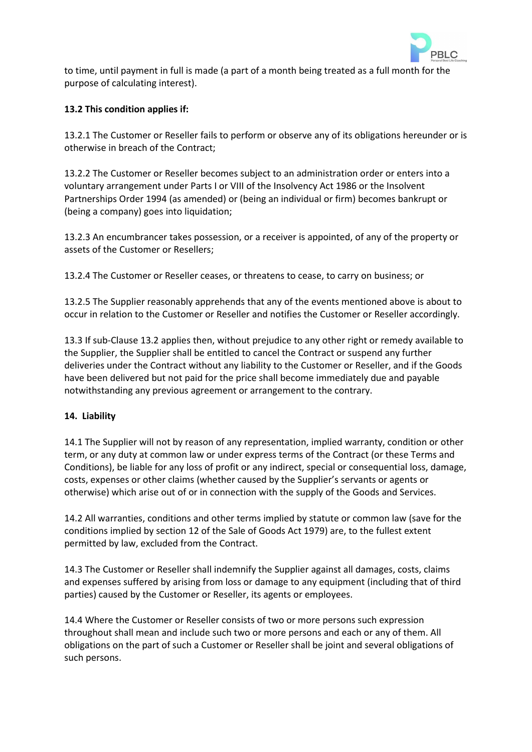to time, until payment in full is made (a part of a month being treated as a full month for the purpose of calculating interest).

**13.2 This condition applies if:**

13.2.1 The Customer or Reseller fails to perform or observe any of its obligations hereunder or is otherwise in breach of the Contract;

13.2.2 The Customer or Reseller becomes subject to an administration order or enters into a voluntary arrangement under Parts I or VIII of the Insolvency Act 1986 or the Insolvent Partnerships Order 1994 (as amended) or (being an individual or firm) becomes bankrupt or (being a company) goes into liquidation;

13.2.3 An encumbrancer takes possession, or a receiver is appointed, of any of the property or assets of the Customer or Resellers;

13.2.4 The Customer or Reseller ceases, or threatens to cease, to carry on business; or

13.2.5 The Supplier reasonably apprehends that any of the events mentioned above is about to occur in relation to the Customer or Reseller and notifies the Customer or Reseller accordingly.

13.3 If sub-Clause 13.2 applies then, without prejudice to any other right or remedy available to the Supplier, the Supplier shall be entitled to cancel the Contract or suspend any further deliveries under the Contract without any liability to the Customer or Reseller, and if the Goods have been delivered but not paid for the price shall become immediately due and payable notwithstanding any previous agreement or arrangement to the contrary.

## 14. Liability

14.1 The Supplier will not by reason of any representation, implied warranty, condition or other term, or any duty at common law or under express terms of the Contract (or these Terms and Conditions), be liable for any loss of profit or any indirect, special or consequential loss, damage, costs, expenses or other claims (whether caused by the Supplier's servants or agents or otherwise) which arise out of or in connection with the supply of the Goods and Services.

14.2 All warranties, conditions and other terms implied by statute or common law (save for the conditions implied by section 12 of the Sale of Goods Act 1979) are, to the fullest extent permitted by law, excluded from the Contract.

14.3 The Customer or Reseller shall indemnify the Supplier against all damages, costs, claims and expenses suffered by arising from loss or damage to any equipment (including that of third parties) caused by the Customer or Reseller, its agents or employees.

14.4 Where the Customer or Reseller consists of two or more persons such expression throughout shall mean and include such two or more persons and each or any of them. All obligations on the part of such a Customer or Reseller shall be joint and several obligations of such persons.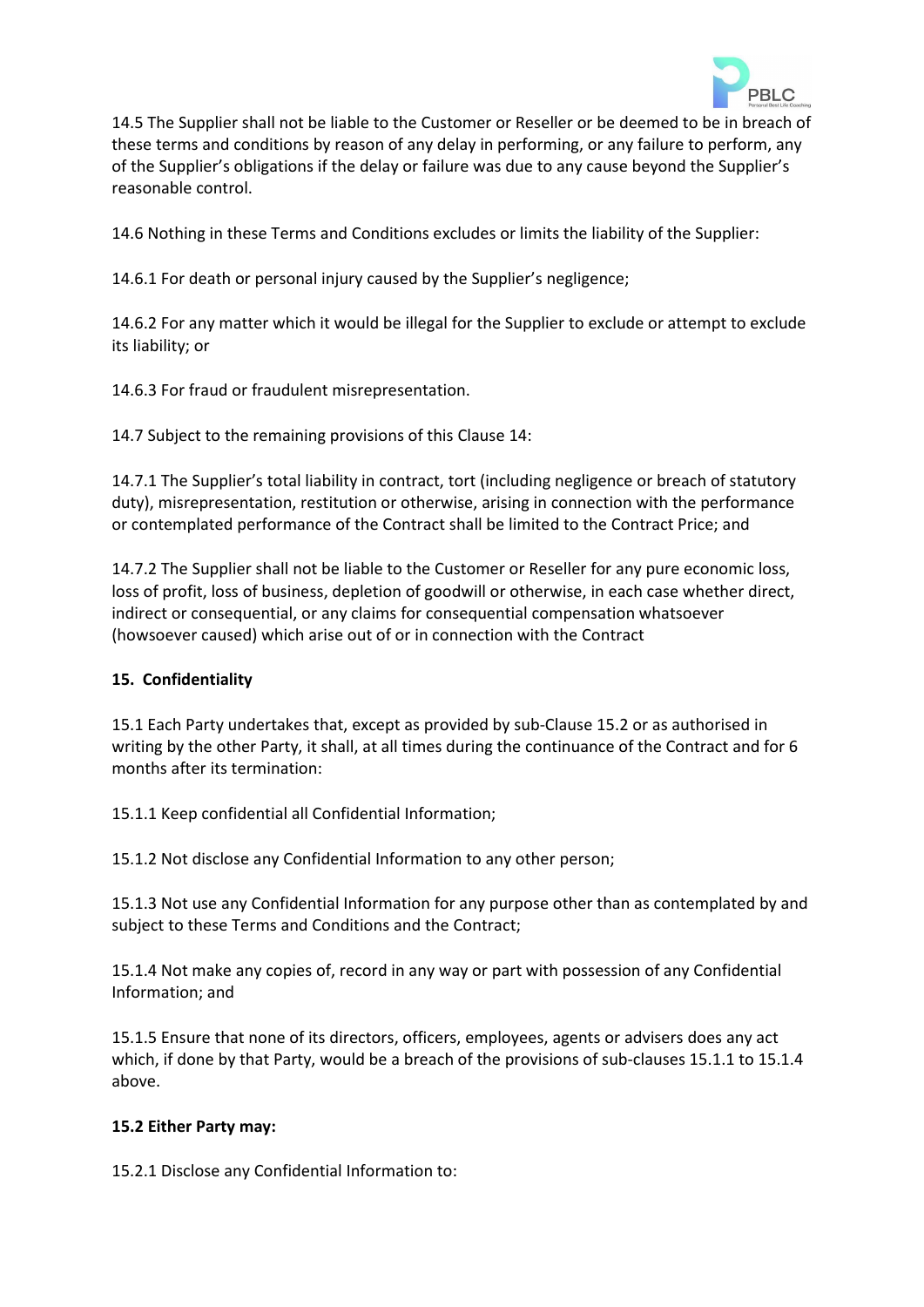14.5 The Supplier shall not be liable to the Customer or Reseller or be deemed to be in breach of these terms and conditions by reason of any delay in performing, or any failure to perform, any of the Supplier's obligations if the delay or failure was due to any cause beyond the Supplier's reasonable control.

14.6 Nothing in these Terms and Conditions excludes or limits the liability of the Supplier:

14.6.1 For death or personal injury caused by the Supplier's negligence;

14.6.2 For any matter which it would be illegal for the Supplier to exclude or attempt to exclude its liability; or

14.6.3 For fraud or fraudulent misrepresentation.

14.7 Subject to the remaining provisions of this Clause 14:

14.7.1 The Supplier's total liability in contract, tort (including negligence or breach of statutory duty), misrepresentation, restitution or otherwise, arising in connection with the performance or contemplated performance of the Contract shall be limited to the Contract Price; and

14.7.2 The Supplier shall not be liable to the Customer or Reseller for any pure economic loss, loss of profit, loss of business, depletion of goodwill or otherwise, in each case whether direct, indirect or consequential, or any claims for consequential compensation whatsoever (howsoever caused) which arise out of or in connection with the Contract

**15. Confidentiality**

15.1 Each Party undertakes that, except as provided by sub-Clause 15.2 or as authorised in writing by the other Party, it shall, at all times during the continuance of the Contract and for 6 months after its termination:

15.1.1 Keep confidential all Confidential Information;

15.1.2 Not disclose any Confidential Information to any other person;

15.1.3 Not use any Confidential Information for any purpose other than as contemplated by and subject to these Terms and Conditions and the Contract;

15.1.4 Not make any copies of, record in any way or part with possession of any Confidential Information; and

15.1.5 Ensure that none of its directors, officers, employees, agents or advisers does any act which, if done by that Party, would be a breach of the provisions of sub-clauses 15.1.1 to 15.1.4 above.

**15.2 Either Party may:**

15.2.1 Disclose any Confidential Information to: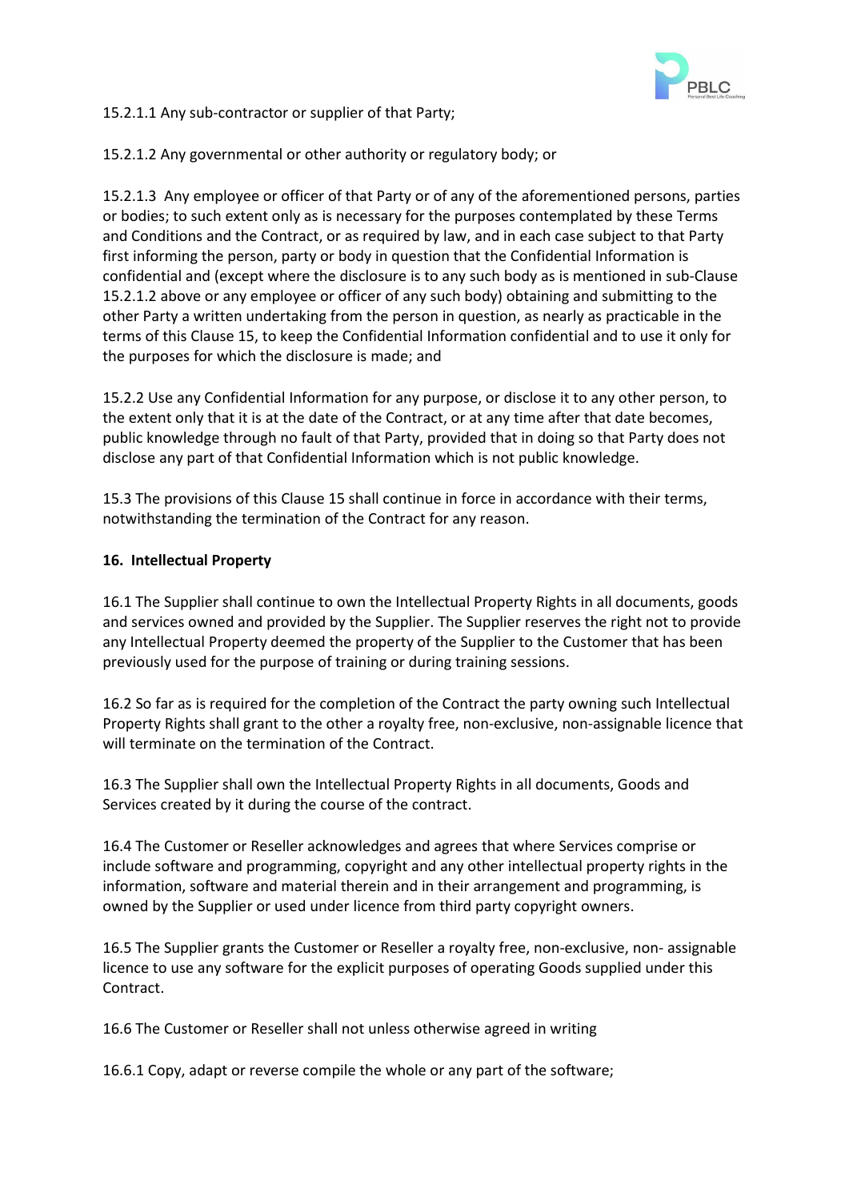15.2.1.1 Any sub-contractor or supplier of that Party;

15.2.1.2 Any governmental or other authority or regulatory body; or

15.2.1.3 Any employee or officer of that Party or of any of the aforementioned persons, parties or bodies; to such extent only as is necessary for the purposes contemplated by these Terms and Conditions and the Contract, or as required by law, and in each case subject to that Party first informing the person, party or body in question that the Confidential Information is confidential and (except where the disclosure is to any such body as is mentioned in sub-Clause 15.2.1.2 above or any employee or officer of any such body) obtaining and submitting to the other Party a written undertaking from the person in question, as nearly as practicable in the terms of this Clause 15, to keep the Confidential Information confidential and to use it only for the purposes for which the disclosure is made; and

15.2.2 Use any Confidential Information for any purpose, or disclose it to any other person, to the extent only that it is at the date of the Contract, or at any time after that date becomes, public knowledge through no fault of that Party, provided that in doing so that Party does not disclose any part of that Confidential Information which is not public knowledge.

15.3 The provisions of this Clause 15 shall continue in force in accordance with their terms, notwithstanding the termination of the Contract for any reason.

**16. Intellectual Property**

16.1 The Supplier shall continue to own the Intellectual Property Rights in all documents, goods and services owned and provided by the Supplier. The Supplier reserves the right not to provide any Intellectual Property deemed the property of the Supplier to the Customer that has been previously used for the purpose of training or during training sessions.

16.2 So far as is required for the completion of the Contract the party owning such Intellectual Property Rights shall grant to the other a royalty free, non-exclusive, non-assignable licence that will terminate on the termination of the Contract.

16.3 The Supplier shall own the Intellectual Property Rights in all documents, Goods and Services created by it during the course of the contract.

16.4 The Customer or Reseller acknowledges and agrees that where Services comprise or include software and programming, copyright and any other intellectual property rights in the information, software and material therein and in their arrangement and programming, is owned by the Supplier or used under licence from third party copyright owners.

16.5 The Supplier grants the Customer or Reseller a royalty free, non-exclusive, non- assignable licence to use any software for the explicit purposes of operating Goods supplied under this Contract.

16.6 The Customer or Reseller shall not unless otherwise agreed in writing

16.6.1 Copy, adapt or reverse compile the whole or any part of the software;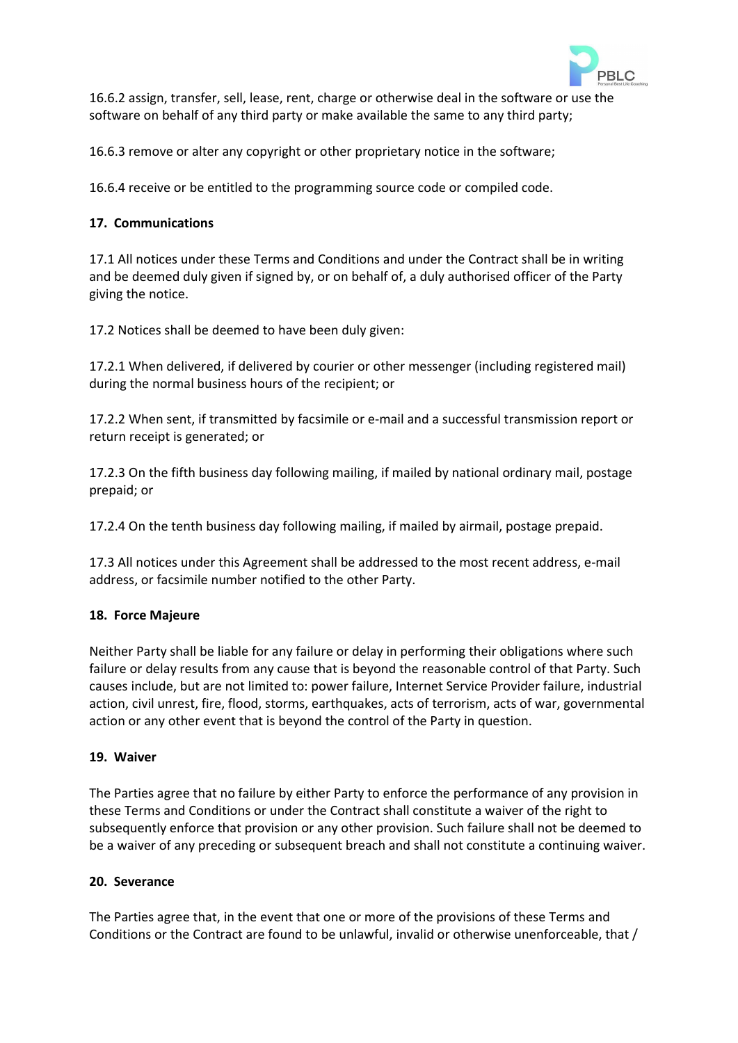16.6.2 assign, transfer, sell, lease, rent, charge or otherwise deal in the software or use the software on behalf of any third party or make available the same to any third party;

16.6.3 remove or alter any copyright or other proprietary notice in the software;

16.6.4 receive or be entitled to the programming source code or compiled code.

**17. Communications**

17.1 All notices under these Terms and Conditions and under the Contract shall be in writing and be deemed duly given if signed by, or on behalf of, a duly authorised officer of the Party giving the notice.

17.2 Notices shall be deemed to have been duly given:

17.2.1 When delivered, if delivered by courier or other messenger (including registered mail) during the normal business hours of the recipient; or

17.2.2 When sent, if transmitted by facsimile or e-mail and a successful transmission report or return receipt is generated; or

17.2.3 On the fifth business day following mailing, if mailed by national ordinary mail, postage prepaid; or

17.2.4 On the tenth business day following mailing, if mailed by airmail, postage prepaid.

17.3 All notices under this Agreement shall be addressed to the most recent address, e-mail address, or facsimile number notified to the other Party.

**18. Force Majeure**

Neither Party shall be liable for any failure or delay in performing their obligations where such failure or delay results from any cause that is beyond the reasonable control of that Party. Such causes include, but are not limited to: power failure, Internet Service Provider failure, industrial action, civil unrest, fire, flood, storms, earthquakes, acts of terrorism, acts of war, governmental action or any other event that is beyond the control of the Party in question.

**19. Waiver**

The Parties agree that no failure by either Party to enforce the performance of any provision in these Terms and Conditions or under the Contract shall constitute a waiver of the right to subsequently enforce that provision or any other provision. Such failure shall not be deemed to be a waiver of any preceding or subsequent breach and shall not constitute a continuing waiver.

**20. Severance**

The Parties agree that, in the event that one or more of the provisions of these Terms and Conditions or the Contract are found to be unlawful, invalid or otherwise unenforceable, that /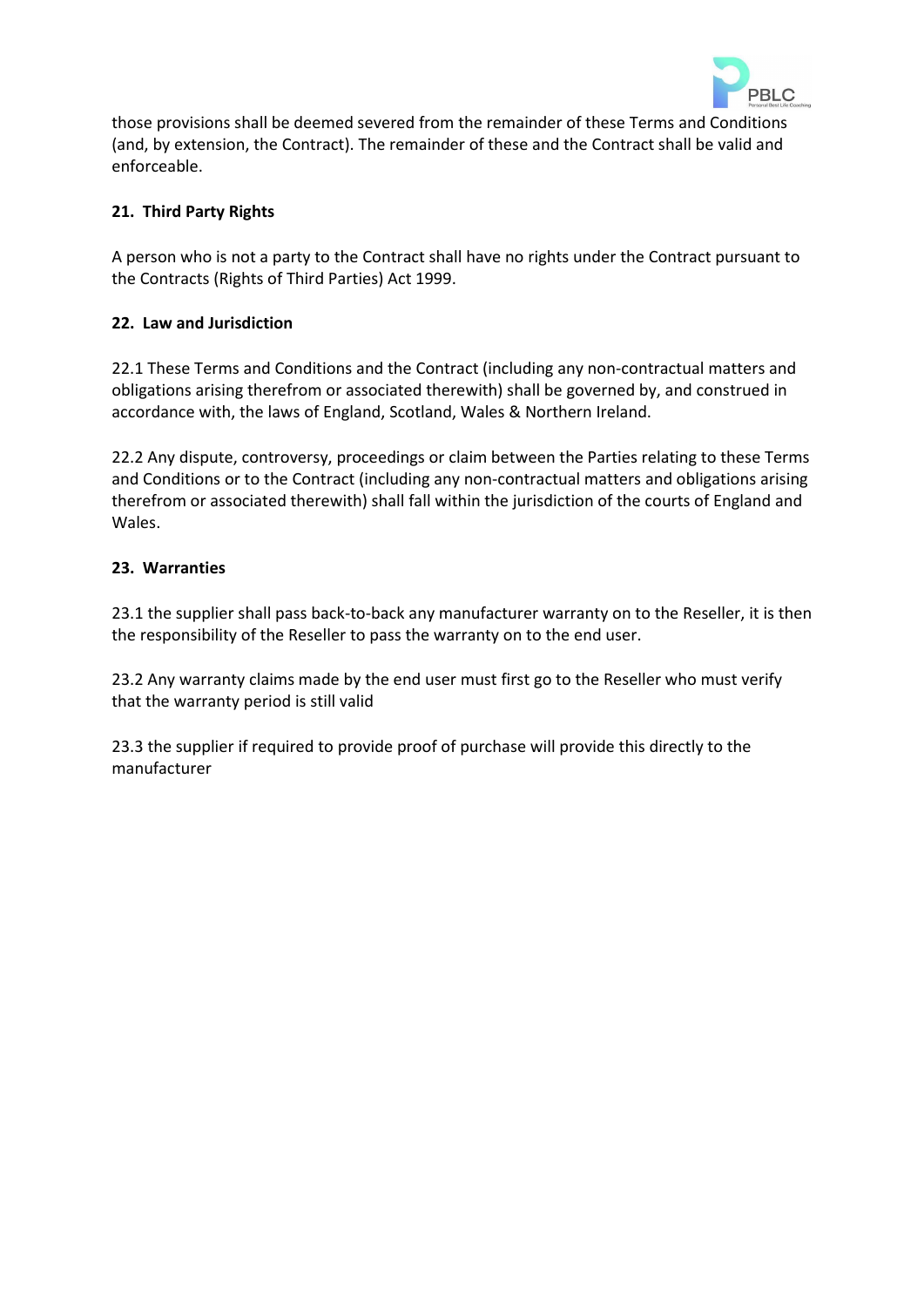those provisions shall be deemed severed from the remainder of these Terms and Conditions (and, by extension, the Contract). The remainder of these and the Contract shall be valid and enforceable.

## 21. Third Party Rights

A person who is not a party to the Contract shall have no rights under the Contract pursuant to the Contracts (Rights of Third Parties) Act 1999.

## 22. Law and Jurisdiction

22.1 These Terms and Conditions and the Contract (including any non-contractual matters and obligations arising therefrom or associated therewith) shall be governed by, and construed in accordance with, the laws of England, Scotland, Wales & Northern Ireland.

22.2 Any dispute, controversy, proceedings or claim between the Parties relating to these Terms and Conditions or to the Contract (including any non-contractual matters and obligations arising therefrom or associated therewith) shall fall within the jurisdiction of the courts of England and Wales.

## 23. Warranties

23.1 the supplier shall pass back-to-back any manufacturer warranty on to the Reseller, it is then the responsibility of the Reseller to pass the warranty on to the end user.

23.2 Any warranty claims made by the end user must first go to the Reseller who must verify that the warranty period is still valid

23.3 the supplier if required to provide proof of purchase will provide this directly to the manufacturer